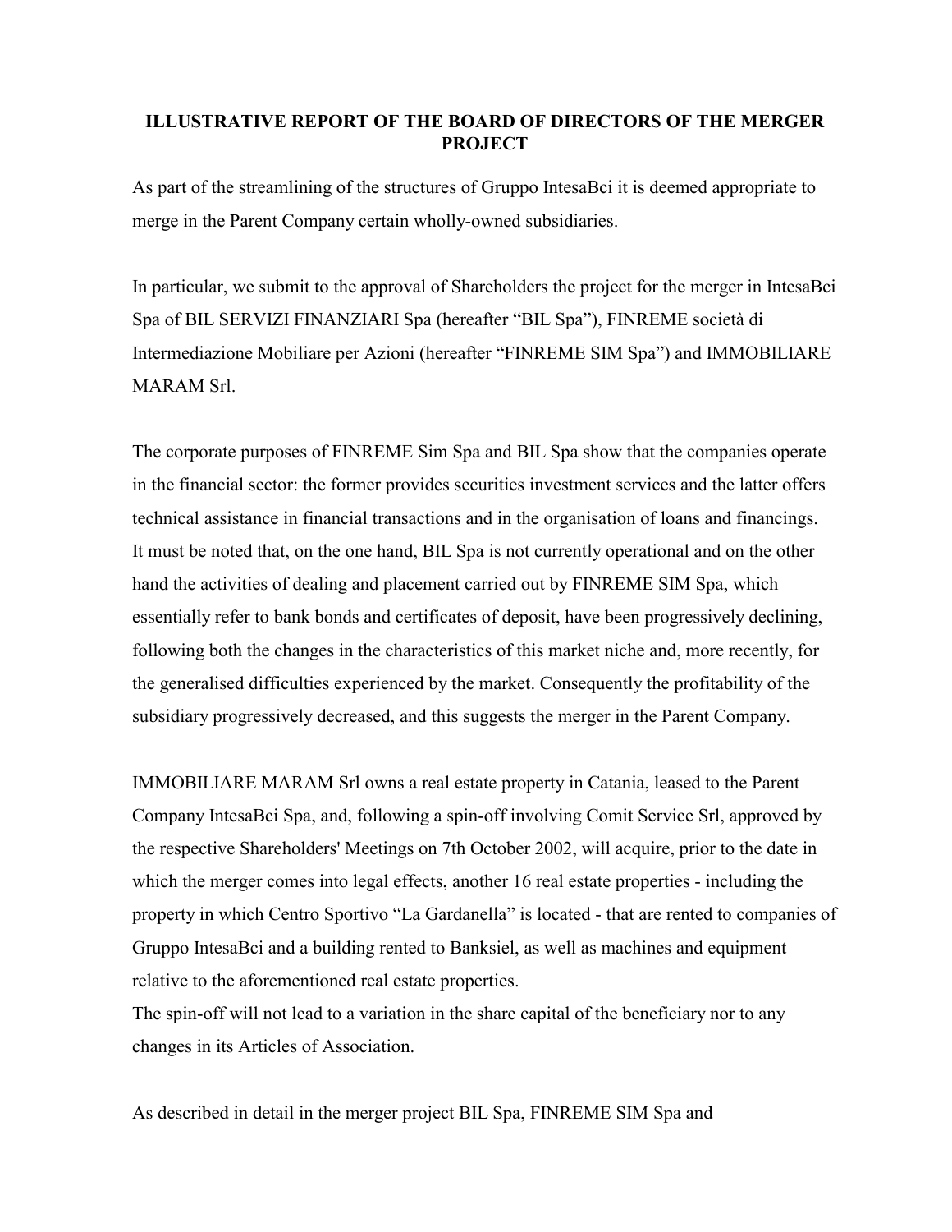# ILLUSTRATIVE REPORT OF THE BOARD OF DIRECTORS OF THE MERGER PROJECT

As part of the streamlining of the structures of Gruppo IntesaBci it is deemed appropriate to merge in the Parent Company certain wholly-owned subsidiaries.

In particular, we submit to the approval of Shareholders the project for the merger in IntesaBci Spa of BIL SERVIZI FINANZIARI Spa (hereafter "BIL Spa"), FINREME società di Intermediazione Mobiliare per Azioni (hereafter "FINREME SIM Spa") and IMMOBILIARE MARAM Srl.

The corporate purposes of FINREME Sim Spa and BIL Spa show that the companies operate in the financial sector: the former provides securities investment services and the latter offers technical assistance in financial transactions and in the organisation of loans and financings. It must be noted that, on the one hand, BIL Spa is not currently operational and on the other hand the activities of dealing and placement carried out by FINREME SIM Spa, which essentially refer to bank bonds and certificates of deposit, have been progressively declining, following both the changes in the characteristics of this market niche and, more recently, for the generalised difficulties experienced by the market. Consequently the profitability of the subsidiary progressively decreased, and this suggests the merger in the Parent Company.

IMMOBILIARE MARAM Srl owns a real estate property in Catania, leased to the Parent Company IntesaBci Spa, and, following a spin-off involving Comit Service Srl, approved by the respective Shareholders' Meetings on 7th October 2002, will acquire, prior to the date in which the merger comes into legal effects, another 16 real estate properties - including the property in which Centro Sportivo "La Gardanella" is located - that are rented to companies of Gruppo IntesaBci and a building rented to Banksiel, as well as machines and equipment relative to the aforementioned real estate properties.
The spin-off will not lead to a variation in the share capital of the beneficiary nor to any changes in its Articles of Association.

As described in detail in the merger project BIL Spa, FINREME SIM Spa and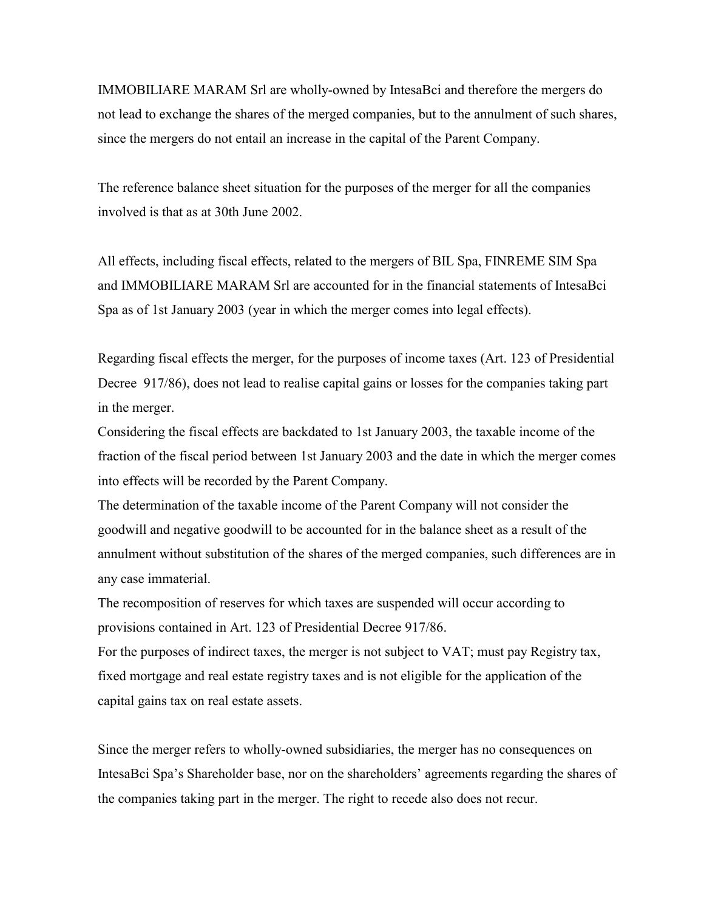IMMOBILIARE MARAM Srl are wholly-owned by IntesaBci and therefore the mergers do not lead to exchange the shares of the merged companies, but to the annulment of such shares, since the mergers do not entail an increase in the capital of the Parent Company.

The reference balance sheet situation for the purposes of the merger for all the companies involved is that as at 30th June 2002.

All effects, including fiscal effects, related to the mergers of BIL Spa, FINREME SIM Spa and IMMOBILIARE MARAM Srl are accounted for in the financial statements of IntesaBci Spa as of 1st January 2003 (year in which the merger comes into legal effects).

Regarding fiscal effects the merger, for the purposes of income taxes (Art. 123 of Presidential Decree 917/86), does not lead to realise capital gains or losses for the companies taking part in the merger.
Considering the fiscal effects are backdated to 1st January 2003, the taxable income of the fraction of the fiscal period between 1st January 2003 and the date in which the merger comes into effects will be recorded by the Parent Company.
The determination of the taxable income of the Parent Company will not consider the goodwill and negative goodwill to be accounted for in the balance sheet as a result of the annulment without substitution of the shares of the merged companies, such differences are in any case immaterial.
The recomposition of reserves for which taxes are suspended will occur according to provisions contained in Art. 123 of Presidential Decree 917/86.
For the purposes of indirect taxes, the merger is not subject to VAT; must pay Registry tax, fixed mortgage and real estate registry taxes and is not eligible for the application of the capital gains tax on real estate assets.

Since the merger refers to wholly-owned subsidiaries, the merger has no consequences on IntesaBci Spa's Shareholder base, nor on the shareholders' agreements regarding the shares of the companies taking part in the merger. The right to recede also does not recur.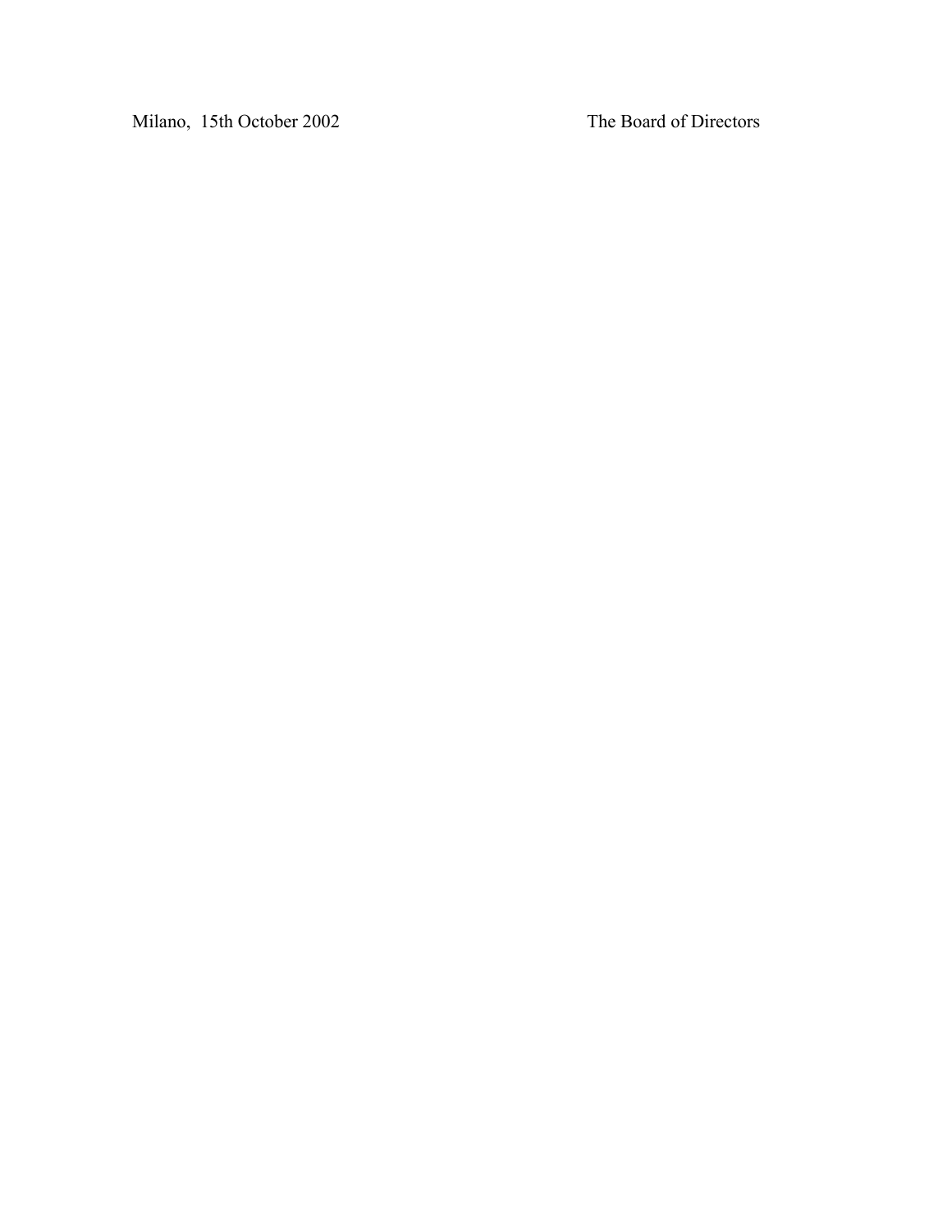Milano, 15th October 2002

The Board of Directors